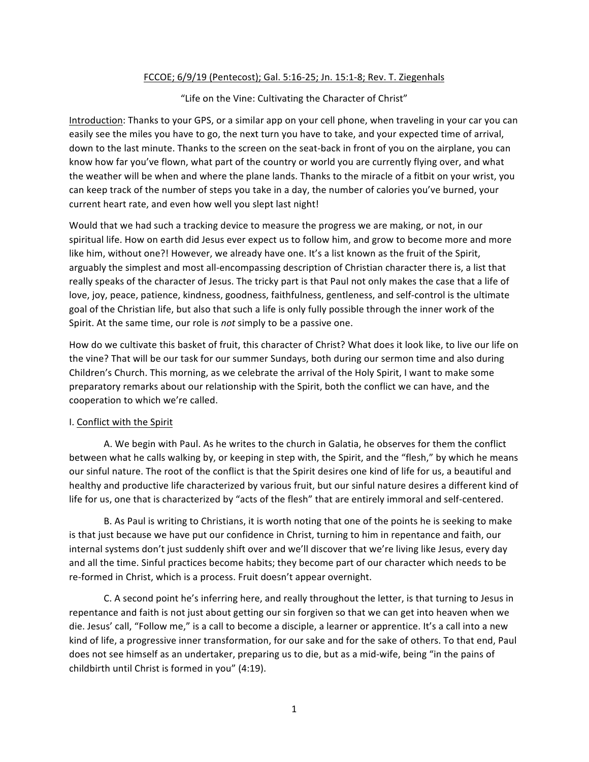<u>FCCOE; 6/9/19 (Pentecost); Gal. 5:16-25; Jn. 15:1-8; Rev. T. Ziegenhals</u>

"Life on the Vine: Cultivating the Character of Christ"

<u>Introduction</u>: Thanks to your GPS, or a similar app on your cell phone, when traveling in your car you can easily see the miles you have to go, the next turn you have to take, and your expected time of arrival, down to the last minute. Thanks to the screen on the seat-back in front of you on the airplane, you can know how far you've flown, what part of the country or world you are currently flying over, and what the weather will be when and where the plane lands. Thanks to the miracle of a fitbit on your wrist, you can keep track of the number of steps you take in a day, the number of calories you've burned, your current heart rate, and even how well you slept last night!

Would that we had such a tracking device to measure the progress we are making, or not, in our spiritual life. How on earth did Jesus ever expect us to follow him, and grow to become more and more like him, without one?! However, we already have one. It's a list known as the fruit of the Spirit, arguably the simplest and most all-encompassing description of Christian character there is, a list that really speaks of the character of Jesus. The tricky part is that Paul not only makes the case that a life of love, joy, peace, patience, kindness, goodness, faithfulness, gentleness, and self-control is the ultimate goal of the Christian life, but also that such a life is only fully possible through the inner work of the Spirit. At the same time, our role is *not* simply to be a passive one.

How do we cultivate this basket of fruit, this character of Christ? What does it look like, to live our life on the vine? That will be our task for our summer Sundays, both during our sermon time and also during Children's Church. This morning, as we celebrate the arrival of the Holy Spirit, I want to make some preparatory remarks about our relationship with the Spirit, both the conflict we can have, and the cooperation to which we're called.

I. <u>Conflict with the Spirit</u>

A. We begin with Paul. As he writes to the church in Galatia, he observes for them the conflict between what he calls walking by, or keeping in step with, the Spirit, and the "flesh," by which he means our sinful nature. The root of the conflict is that the Spirit desires one kind of life for us, a beautiful and healthy and productive life characterized by various fruit, but our sinful nature desires a different kind of life for us, one that is characterized by "acts of the flesh" that are entirely immoral and self-centered.

B. As Paul is writing to Christians, it is worth noting that one of the points he is seeking to make is that just because we have put our confidence in Christ, turning to him in repentance and faith, our internal systems don't just suddenly shift over and we'll discover that we're living like Jesus, every day and all the time. Sinful practices become habits; they become part of our character which needs to be re-formed in Christ, which is a process. Fruit doesn't appear overnight.

C. A second point he's inferring here, and really throughout the letter, is that turning to Jesus in repentance and faith is not just about getting our sin forgiven so that we can get into heaven when we die. Jesus' call, "Follow me," is a call to become a disciple, a learner or apprentice. It's a call into a new kind of life, a progressive inner transformation, for our sake and for the sake of others. To that end, Paul does not see himself as an undertaker, preparing us to die, but as a mid-wife, being "in the pains of childbirth until Christ is formed in you" (4:19).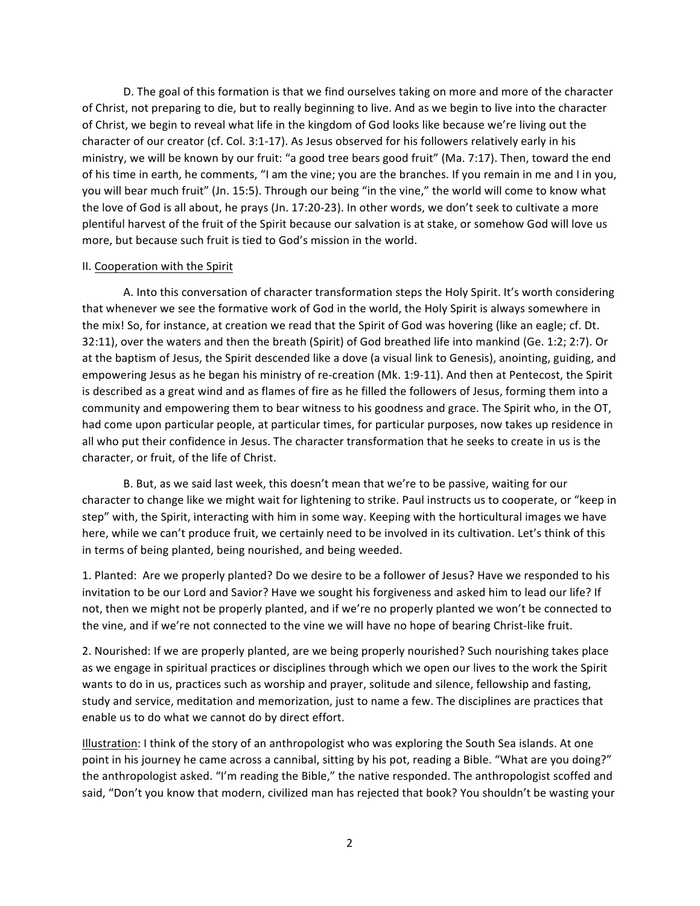D. The goal of this formation is that we find ourselves taking on more and more of the character of Christ, not preparing to die, but to really beginning to live. And as we begin to live into the character of Christ, we begin to reveal what life in the kingdom of God looks like because we're living out the character of our creator (cf. Col. 3:1-17). As Jesus observed for his followers relatively early in his ministry, we will be known by our fruit: "a good tree bears good fruit" (Ma. 7:17). Then, toward the end of his time in earth, he comments, "I am the vine; you are the branches. If you remain in me and I in you, you will bear much fruit" (Jn. 15:5). Through our being "in the vine," the world will come to know what the love of God is all about, he prays (Jn. 17:20-23). In other words, we don't seek to cultivate a more plentiful harvest of the fruit of the Spirit because our salvation is at stake, or somehow God will love us more, but because such fruit is tied to God's mission in the world.

II. <u>Cooperation with the Spirit</u>

A. Into this conversation of character transformation steps the Holy Spirit. It's worth considering that whenever we see the formative work of God in the world, the Holy Spirit is always somewhere in the mix! So, for instance, at creation we read that the Spirit of God was hovering (like an eagle; cf. Dt. 32:11), over the waters and then the breath (Spirit) of God breathed life into mankind (Ge. 1:2; 2:7). Or at the baptism of Jesus, the Spirit descended like a dove (a visual link to Genesis), anointing, guiding, and empowering Jesus as he began his ministry of re-creation (Mk. 1:9-11). And then at Pentecost, the Spirit is described as a great wind and as flames of fire as he filled the followers of Jesus, forming them into a community and empowering them to bear witness to his goodness and grace. The Spirit who, in the OT, had come upon particular people, at particular times, for particular purposes, now takes up residence in all who put their confidence in Jesus. The character transformation that he seeks to create in us is the character, or fruit, of the life of Christ.

B. But, as we said last week, this doesn't mean that we're to be passive, waiting for our character to change like we might wait for lightening to strike. Paul instructs us to cooperate, or "keep in step" with, the Spirit, interacting with him in some way. Keeping with the horticultural images we have here, while we can't produce fruit, we certainly need to be involved in its cultivation. Let's think of this in terms of being planted, being nourished, and being weeded.

1. Planted: Are we properly planted? Do we desire to be a follower of Jesus? Have we responded to his invitation to be our Lord and Savior? Have we sought his forgiveness and asked him to lead our life? If not, then we might not be properly planted, and if we're no properly planted we won't be connected to the vine, and if we're not connected to the vine we will have no hope of bearing Christ-like fruit.

2. Nourished: If we are properly planted, are we being properly nourished? Such nourishing takes place as we engage in spiritual practices or disciplines through which we open our lives to the work the Spirit wants to do in us, practices such as worship and prayer, solitude and silence, fellowship and fasting, study and service, meditation and memorization, just to name a few. The disciplines are practices that enable us to do what we cannot do by direct effort.

<u>Illustration</u>: I think of the story of an anthropologist who was exploring the South Sea islands. At one point in his journey he came across a cannibal, sitting by his pot, reading a Bible. "What are you doing?" the anthropologist asked. "I'm reading the Bible," the native responded. The anthropologist scoffed and said, "Don't you know that modern, civilized man has rejected that book? You shouldn't be wasting your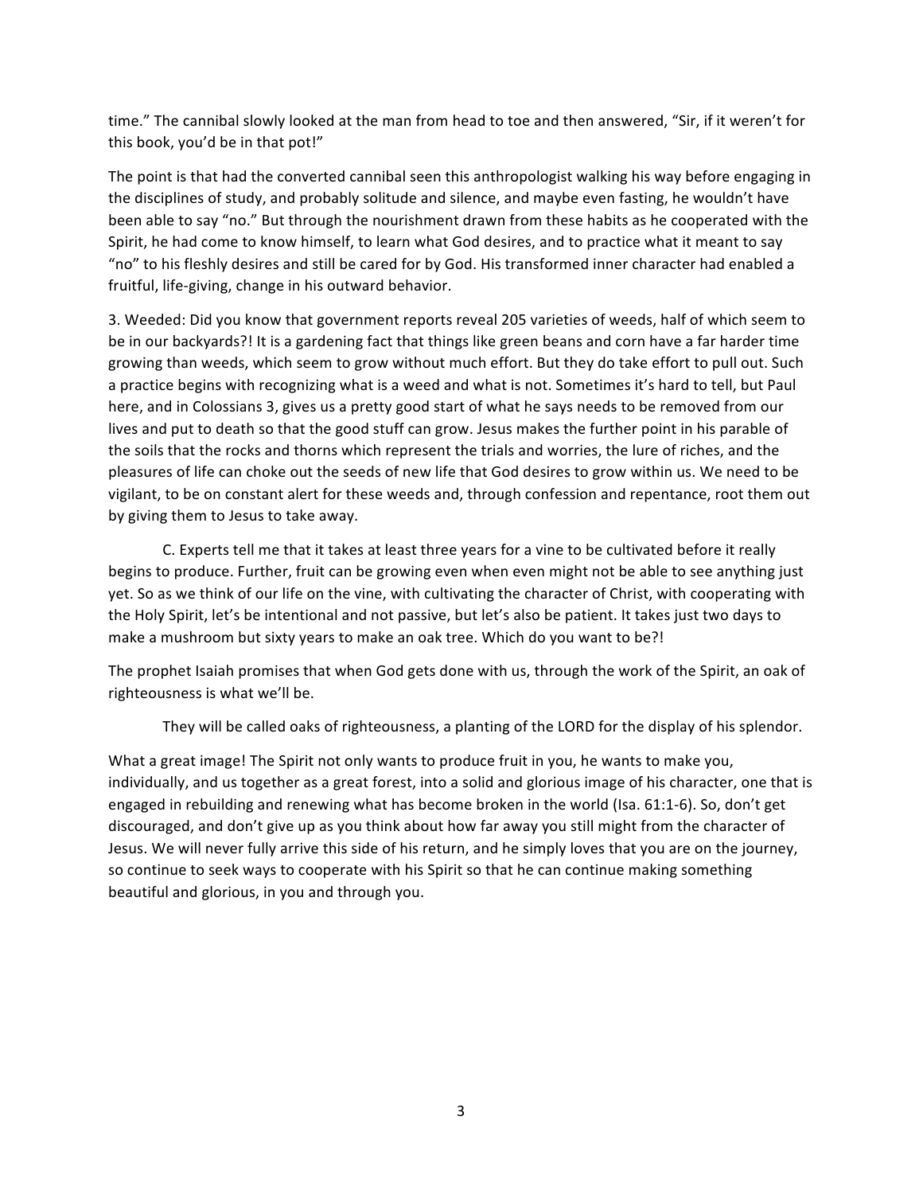time." The cannibal slowly looked at the man from head to toe and then answered, "Sir, if it weren't for this book, you'd be in that pot!"

The point is that had the converted cannibal seen this anthropologist walking his way before engaging in the disciplines of study, and probably solitude and silence, and maybe even fasting, he wouldn't have been able to say "no." But through the nourishment drawn from these habits as he cooperated with the Spirit, he had come to know himself, to learn what God desires, and to practice what it meant to say "no" to his fleshly desires and still be cared for by God. His transformed inner character had enabled a fruitful, life-giving, change in his outward behavior.

3. Weeded: Did you know that government reports reveal 205 varieties of weeds, half of which seem to be in our backyards?! It is a gardening fact that things like green beans and corn have a far harder time growing than weeds, which seem to grow without much effort. But they do take effort to pull out. Such a practice begins with recognizing what is a weed and what is not. Sometimes it's hard to tell, but Paul here, and in Colossians 3, gives us a pretty good start of what he says needs to be removed from our lives and put to death so that the good stuff can grow. Jesus makes the further point in his parable of the soils that the rocks and thorns which represent the trials and worries, the lure of riches, and the pleasures of life can choke out the seeds of new life that God desires to grow within us. We need to be vigilant, to be on constant alert for these weeds and, through confession and repentance, root them out by giving them to Jesus to take away.

C. Experts tell me that it takes at least three years for a vine to be cultivated before it really begins to produce. Further, fruit can be growing even when even might not be able to see anything just yet. So as we think of our life on the vine, with cultivating the character of Christ, with cooperating with the Holy Spirit, let's be intentional and not passive, but let's also be patient. It takes just two days to make a mushroom but sixty years to make an oak tree. Which do you want to be?!

The prophet Isaiah promises that when God gets done with us, through the work of the Spirit, an oak of righteousness is what we'll be.

> They will be called oaks of righteousness, a planting of the LORD for the display of his splendor.

What a great image! The Spirit not only wants to produce fruit in you, he wants to make you, individually, and us together as a great forest, into a solid and glorious image of his character, one that is engaged in rebuilding and renewing what has become broken in the world (Isa. 61:1-6). So, don't get discouraged, and don't give up as you think about how far away you still might from the character of Jesus. We will never fully arrive this side of his return, and he simply loves that you are on the journey, so continue to seek ways to cooperate with his Spirit so that he can continue making something beautiful and glorious, in you and through you.